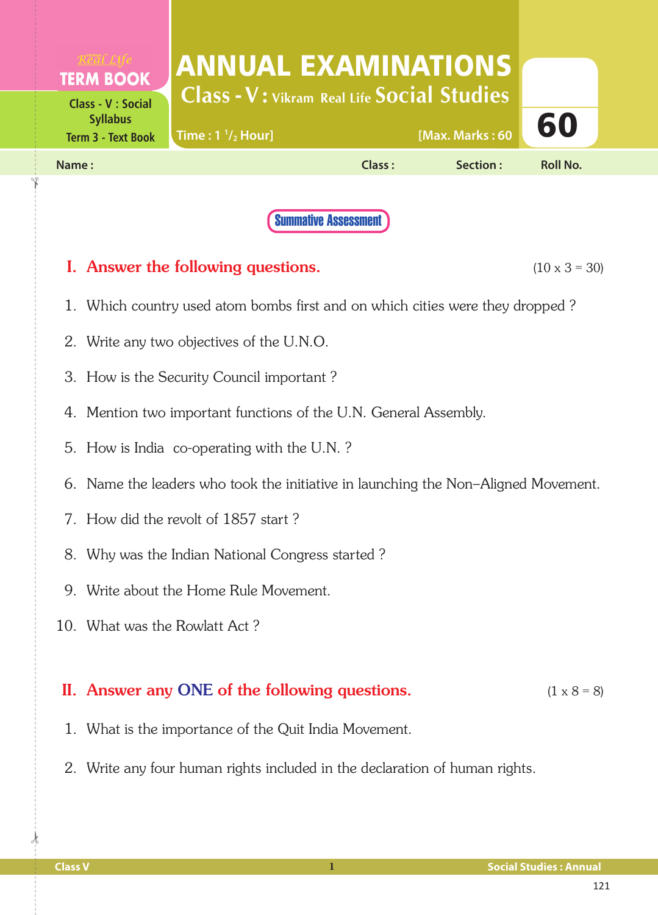Real Life **TERM BOOK**

Class - V : Social Syllabus
Term 3 - Text Book

# ANNUAL EXAMINATIONS

## Class - V : Vikram Real Life Social Studies

Time : 1 1/2 Hour] [Max. Marks : 60

**60**

Name : Class : Section : Roll No.

**Summative Assessment**

## I. Answer the following questions. (10 x 3 = 30)

1. Which country used atom bombs first and on which cities were they dropped ?
2. Write any two objectives of the U.N.O.
3. How is the Security Council important ?
4. Mention two important functions of the U.N. General Assembly.
5. How is India co-operating with the U.N. ?
6. Name the leaders who took the initiative in launching the Non–Aligned Movement.
7. How did the revolt of 1857 start ?
8. Why was the Indian National Congress started ?
9. Write about the Home Rule Movement.
10. What was the Rowlatt Act ?

## II. Answer any ONE of the following questions. (1 x 8 = 8)

1. What is the importance of the Quit India Movement.
2. Write any four human rights included in the declaration of human rights.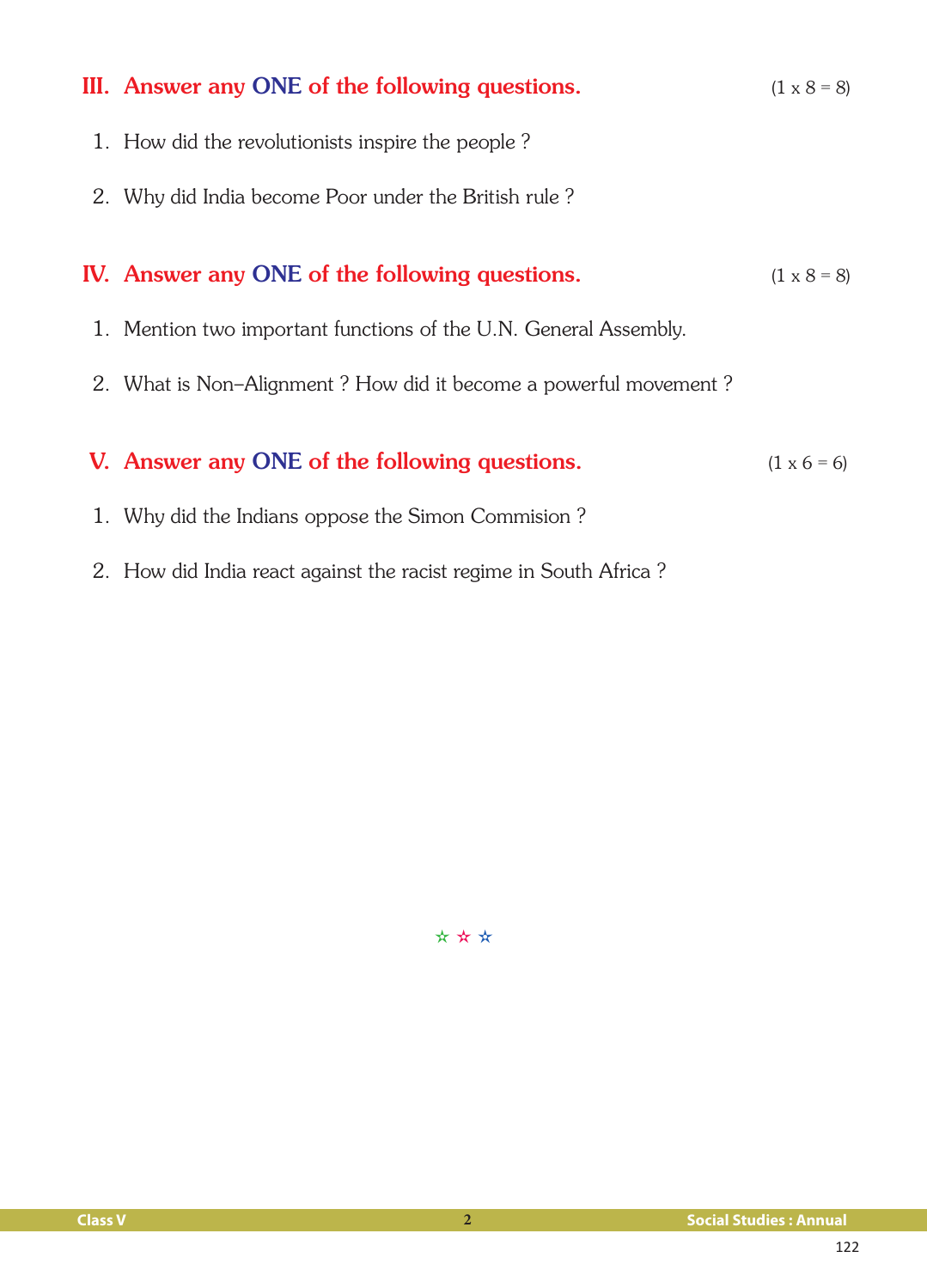## III. Answer any ONE of the following questions. (1 x 8 = 8)

1. How did the revolutionists inspire the people ?
2. Why did India become Poor under the British rule ?

## IV. Answer any ONE of the following questions. (1 x 8 = 8)

1. Mention two important functions of the U.N. General Assembly.
2. What is Non–Alignment ? How did it become a powerful movement ?

## V. Answer any ONE of the following questions. (1 x 6 = 6)

1. Why did the Indians oppose the Simon Commision ?
2. How did India react against the racist regime in South Africa ?

☆ ☆ ☆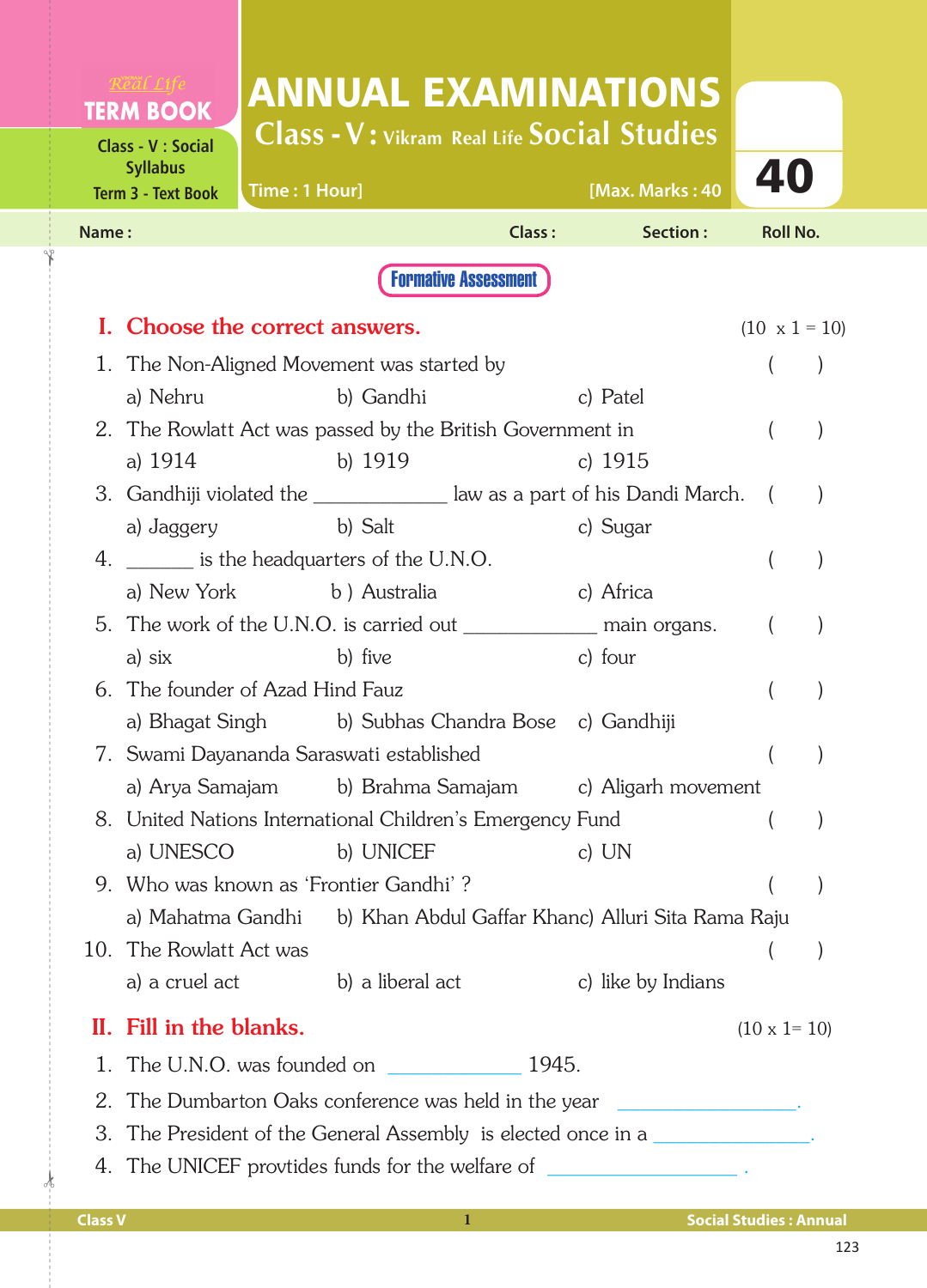Real Life **TERM BOOK**

Class - V : Social Syllabus
Term 3 - Text Book

# ANNUAL EXAMINATIONS

## Class - V : Vikram Real Life Social Studies

Time : 1 Hour] [Max. Marks : 40

**40**

Name : Class : Section : Roll No.

**Formative Assessment**

## I. Choose the correct answers. (10 x 1 = 10)

1. The Non-Aligned Movement was started by ( )
   a) Nehru b) Gandhi c) Patel
2. The Rowlatt Act was passed by the British Government in ( )
   a) 1914 b) 1919 c) 1915
3. Gandhiji violated the ____________ law as a part of his Dandi March. ( )
   a) Jaggery b) Salt c) Sugar
4. ______ is the headquarters of the U.N.O. ( )
   a) New York b ) Australia c) Africa
5. The work of the U.N.O. is carried out ____________ main organs. ( )
   a) six b) five c) four
6. The founder of Azad Hind Fauz ( )
   a) Bhagat Singh b) Subhas Chandra Bose c) Gandhiji
7. Swami Dayananda Saraswati established ( )
   a) Arya Samajam b) Brahma Samajam c) Aligarh movement
8. United Nations International Children's Emergency Fund ( )
   a) UNESCO b) UNICEF c) UN
9. Who was known as 'Frontier Gandhi' ? ( )
   a) Mahatma Gandhi b) Khan Abdul Gaffar Khanc) Alluri Sita Rama Raju
10. The Rowlatt Act was ( )
    a) a cruel act b) a liberal act c) like by Indians

## II. Fill in the blanks. (10 x 1= 10)

1. The U.N.O. was founded on ____________ 1945.
2. The Dumbarton Oaks conference was held in the year ________________.
3. The President of the General Assembly is elected once in a _______________.
4. The UNICEF provtides funds for the welfare of _________________ .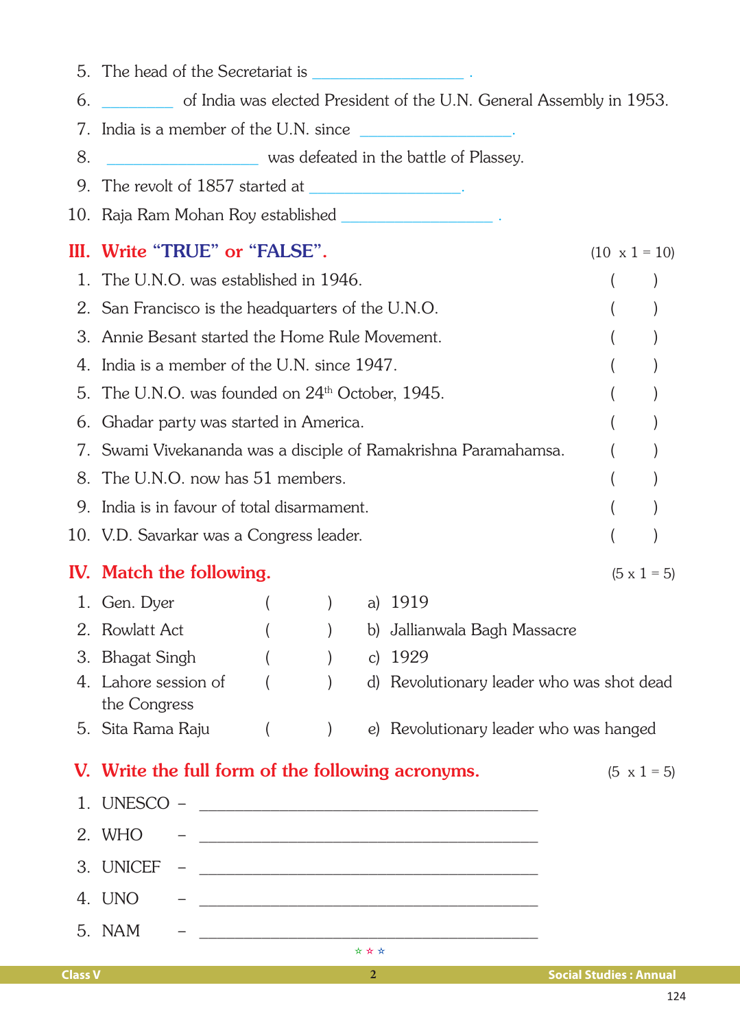5. The head of the Secretariat is ___________________ .
6. _________ of India was elected President of the U.N. General Assembly in 1953.
7. India is a member of the U.N. since ___________________.
8. ___________________ was defeated in the battle of Plassey.
9. The revolt of 1857 started at ___________________.
10. Raja Ram Mohan Roy established ___________________ .

## III. Write "TRUE" or "FALSE". (10 x 1 = 10)

1. The U.N.O. was established in 1946. ( )
2. San Francisco is the headquarters of the U.N.O. ( )
3. Annie Besant started the Home Rule Movement. ( )
4. India is a member of the U.N. since 1947. ( )
5. The U.N.O. was founded on 24th October, 1945. ( )
6. Ghadar party was started in America. ( )
7. Swami Vivekananda was a disciple of Ramakrishna Paramahamsa. ( )
8. The U.N.O. now has 51 members. ( )
9. India is in favour of total disarmament. ( )
10. V.D. Savarkar was a Congress leader. ( )

## IV. Match the following. (5 x 1 = 5)

| | | |
|---|---|---|
| 1. Gen. Dyer | ( ) | a) 1919 |
| 2. Rowlatt Act | ( ) | b) Jallianwala Bagh Massacre |
| 3. Bhagat Singh | ( ) | c) 1929 |
| 4. Lahore session of the Congress | ( ) | d) Revolutionary leader who was shot dead |
| 5. Sita Rama Raju | ( ) | e) Revolutionary leader who was hanged |

## V. Write the full form of the following acronyms. (5 x 1 = 5)

1. UNESCO – ________________________________________
2. WHO – ________________________________________
3. UNICEF – ________________________________________
4. UNO – ________________________________________
5. NAM – ________________________________________

☆ ☆ ☆